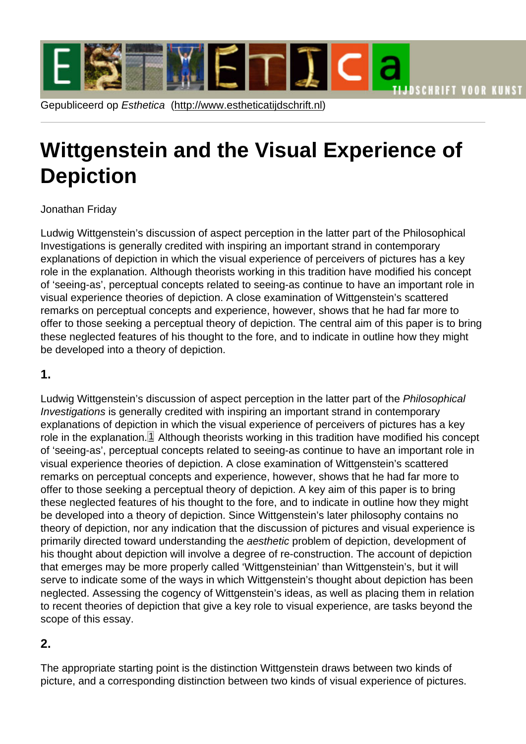Gepubliceerd op *Esthetica* (http://www.estheticatijdschrift.nl)

# Wittgenstein and the Visual Experience of Depiction

Jonathan Friday

Ludwig Wittgenstein's discussion of aspect perception in the latter part of the Philosophical Investigations is generally credited with inspiring an important strand in contemporary explanations of depiction in which the visual experience of perceivers of pictures has a key role in the explanation. Although theorists working in this tradition have modified his concept of 'seeing-as', perceptual concepts related to seeing-as continue to have an important role in visual experience theories of depiction. A close examination of Wittgenstein's scattered remarks on perceptual concepts and experience, however, shows that he had far more to offer to those seeking a perceptual theory of depiction. The central aim of this paper is to bring these neglected features of his thought to the fore, and to indicate in outline how they might be developed into a theory of depiction.

## 1.

Ludwig Wittgenstein's discussion of aspect perception in the latter part of the *Philosophical Investigations* is generally credited with inspiring an important strand in contemporary explanations of depiction in which the visual experience of perceivers of pictures has a key role in the explanation.[1] Although theorists working in this tradition have modified his concept of 'seeing-as', perceptual concepts related to seeing-as continue to have an important role in visual experience theories of depiction. A close examination of Wittgenstein's scattered remarks on perceptual concepts and experience, however, shows that he had far more to offer to those seeking a perceptual theory of depiction. A key aim of this paper is to bring these neglected features of his thought to the fore, and to indicate in outline how they might be developed into a theory of depiction. Since Wittgenstein's later philosophy contains no theory of depiction, nor any indication that the discussion of pictures and visual experience is primarily directed toward understanding the *aesthetic* problem of depiction, development of his thought about depiction will involve a degree of re-construction. The account of depiction that emerges may be more properly called 'Wittgensteinian' than Wittgenstein's, but it will serve to indicate some of the ways in which Wittgenstein's thought about depiction has been neglected. Assessing the cogency of Wittgenstein's ideas, as well as placing them in relation to recent theories of depiction that give a key role to visual experience, are tasks beyond the scope of this essay.

## 2.

The appropriate starting point is the distinction Wittgenstein draws between two kinds of picture, and a corresponding distinction between two kinds of visual experience of pictures.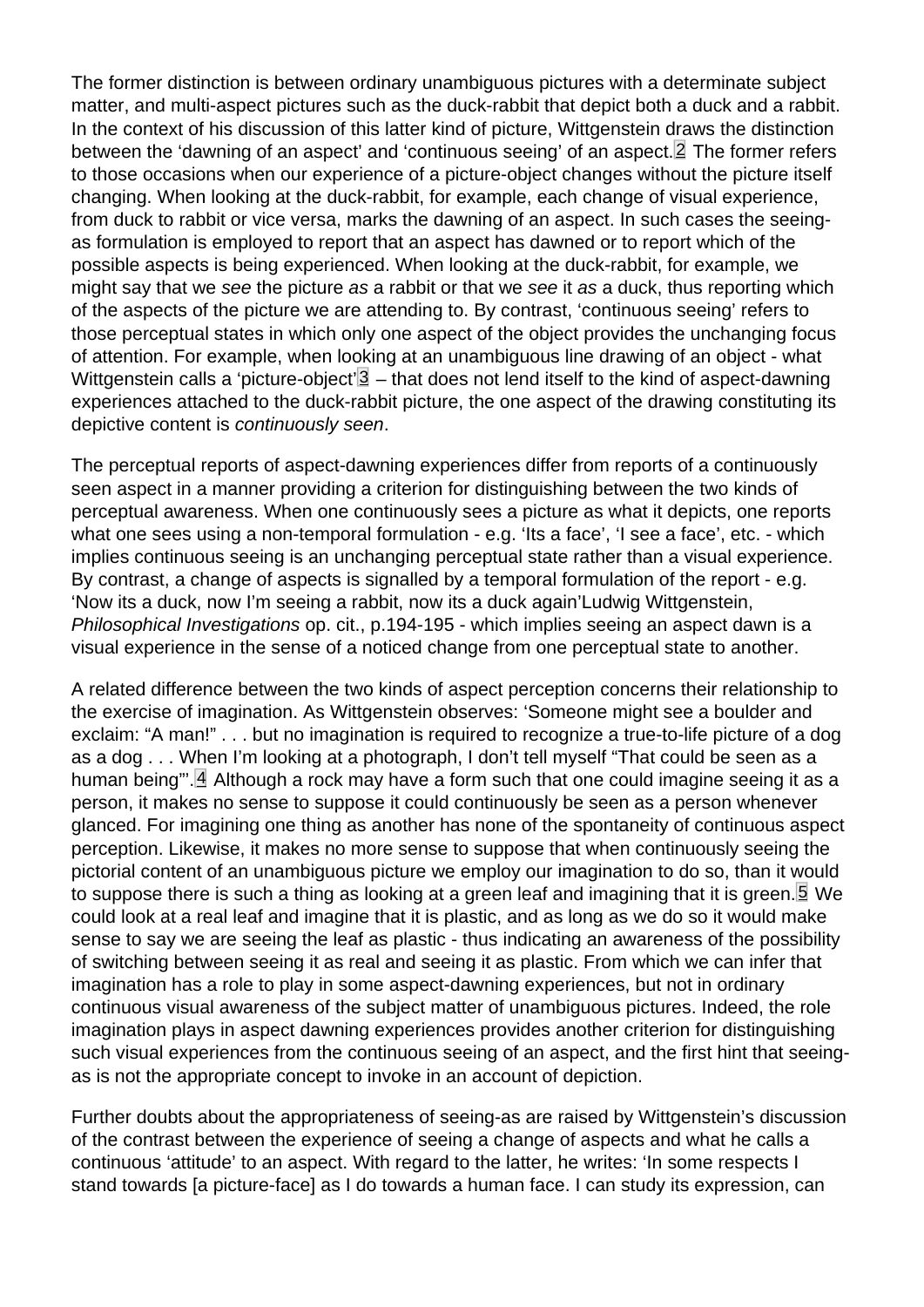The former distinction is between ordinary unambiguous pictures with a determinate subject matter, and multi-aspect pictures such as the duck-rabbit that depict both a duck and a rabbit. In the context of his discussion of this latter kind of picture, Wittgenstein draws the distinction between the 'dawning of an aspect' and 'continuous seeing' of an aspect.[2] The former refers to those occasions when our experience of a picture-object changes without the picture itself changing. When looking at the duck-rabbit, for example, each change of visual experience, from duck to rabbit or vice versa, marks the dawning of an aspect. In such cases the seeing-as formulation is employed to report that an aspect has dawned or to report which of the possible aspects is being experienced. When looking at the duck-rabbit, for example, we might say that we *see* the picture *as* a rabbit or that we *see* it *as* a duck, thus reporting which of the aspects of the picture we are attending to. By contrast, 'continuous seeing' refers to those perceptual states in which only one aspect of the object provides the unchanging focus of attention. For example, when looking at an unambiguous line drawing of an object - what Wittgenstein calls a 'picture-object'[3] – that does not lend itself to the kind of aspect-dawning experiences attached to the duck-rabbit picture, the one aspect of the drawing constituting its depictive content is *continuously seen*.

The perceptual reports of aspect-dawning experiences differ from reports of a continuously seen aspect in a manner providing a criterion for distinguishing between the two kinds of perceptual awareness. When one continuously sees a picture as what it depicts, one reports what one sees using a non-temporal formulation - e.g. 'Its a face', 'I see a face', etc. - which implies continuous seeing is an unchanging perceptual state rather than a visual experience. By contrast, a change of aspects is signalled by a temporal formulation of the report - e.g. 'Now its a duck, now I'm seeing a rabbit, now its a duck again'Ludwig Wittgenstein, *Philosophical Investigations* op. cit., p.194-195 - which implies seeing an aspect dawn is a visual experience in the sense of a noticed change from one perceptual state to another.

A related difference between the two kinds of aspect perception concerns their relationship to the exercise of imagination. As Wittgenstein observes: 'Someone might see a boulder and exclaim: "A man!" . . . but no imagination is required to recognize a true-to-life picture of a dog as a dog . . . When I'm looking at a photograph, I don't tell myself "That could be seen as a human being"'.[4] Although a rock may have a form such that one could imagine seeing it as a person, it makes no sense to suppose it could continuously be seen as a person whenever glanced. For imagining one thing as another has none of the spontaneity of continuous aspect perception. Likewise, it makes no more sense to suppose that when continuously seeing the pictorial content of an unambiguous picture we employ our imagination to do so, than it would to suppose there is such a thing as looking at a green leaf and imagining that it is green.[5] We could look at a real leaf and imagine that it is plastic, and as long as we do so it would make sense to say we are seeing the leaf as plastic - thus indicating an awareness of the possibility of switching between seeing it as real and seeing it as plastic. From which we can infer that imagination has a role to play in some aspect-dawning experiences, but not in ordinary continuous visual awareness of the subject matter of unambiguous pictures. Indeed, the role imagination plays in aspect dawning experiences provides another criterion for distinguishing such visual experiences from the continuous seeing of an aspect, and the first hint that seeing-as is not the appropriate concept to invoke in an account of depiction.

Further doubts about the appropriateness of seeing-as are raised by Wittgenstein's discussion of the contrast between the experience of seeing a change of aspects and what he calls a continuous 'attitude' to an aspect. With regard to the latter, he writes: 'In some respects I stand towards [a picture-face] as I do towards a human face. I can study its expression, can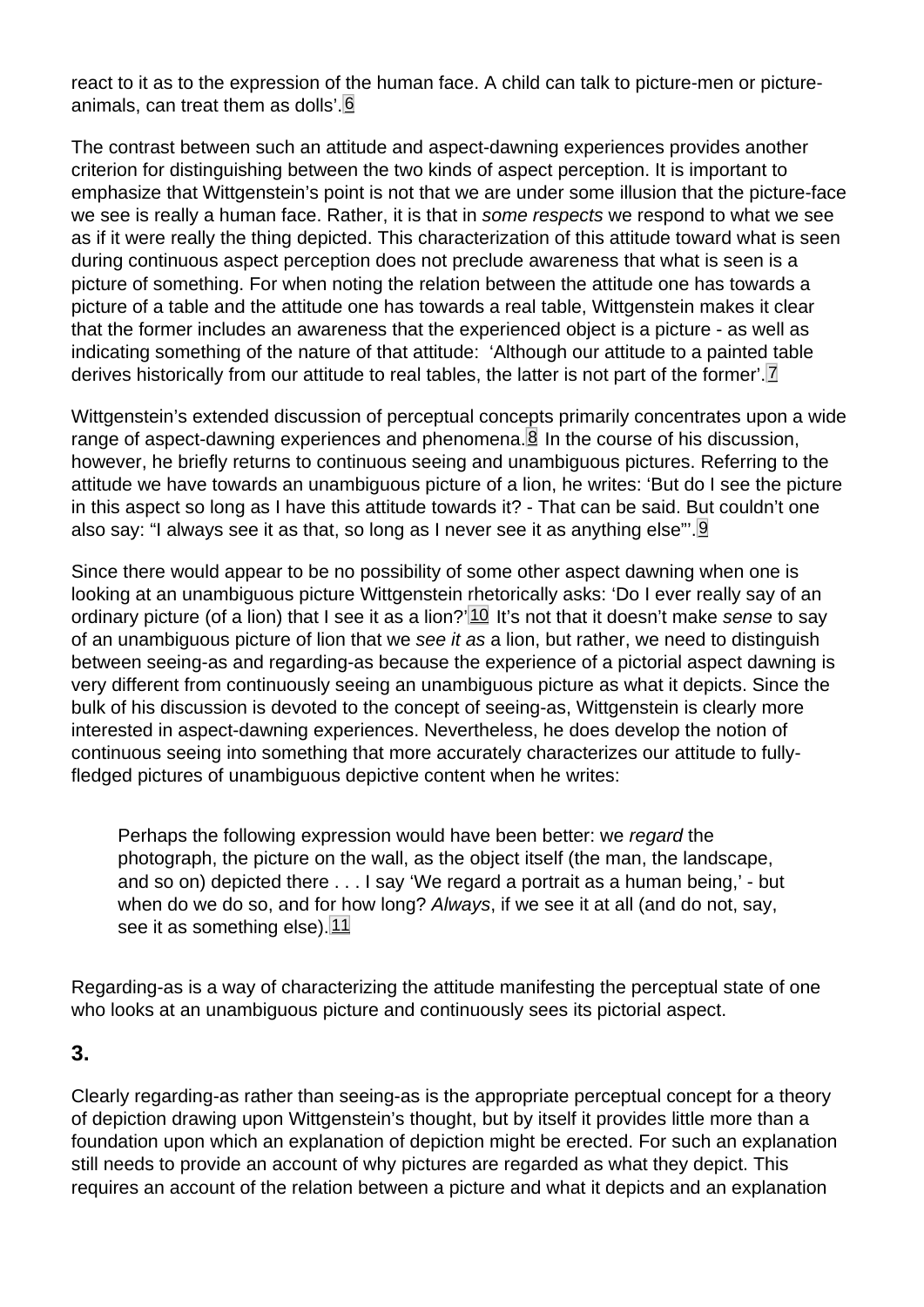react to it as to the expression of the human face. A child can talk to picture-men or picture-animals, can treat them as dolls'.[6]

The contrast between such an attitude and aspect-dawning experiences provides another criterion for distinguishing between the two kinds of aspect perception. It is important to emphasize that Wittgenstein's point is not that we are under some illusion that the picture-face we see is really a human face. Rather, it is that in *some respects* we respond to what we see as if it were really the thing depicted. This characterization of this attitude toward what is seen during continuous aspect perception does not preclude awareness that what is seen is a picture of something. For when noting the relation between the attitude one has towards a picture of a table and the attitude one has towards a real table, Wittgenstein makes it clear that the former includes an awareness that the experienced object is a picture - as well as indicating something of the nature of that attitude: 'Although our attitude to a painted table derives historically from our attitude to real tables, the latter is not part of the former'.[7]

Wittgenstein's extended discussion of perceptual concepts primarily concentrates upon a wide range of aspect-dawning experiences and phenomena.[8] In the course of his discussion, however, he briefly returns to continuous seeing and unambiguous pictures. Referring to the attitude we have towards an unambiguous picture of a lion, he writes: 'But do I see the picture in this aspect so long as I have this attitude towards it? - That can be said. But couldn't one also say: "I always see it as that, so long as I never see it as anything else"'.[9]

Since there would appear to be no possibility of some other aspect dawning when one is looking at an unambiguous picture Wittgenstein rhetorically asks: 'Do I ever really say of an ordinary picture (of a lion) that I see it as a lion?'[10] It's not that it doesn't make *sense* to say of an unambiguous picture of lion that we *see it as* a lion, but rather, we need to distinguish between seeing-as and regarding-as because the experience of a pictorial aspect dawning is very different from continuously seeing an unambiguous picture as what it depicts. Since the bulk of his discussion is devoted to the concept of seeing-as, Wittgenstein is clearly more interested in aspect-dawning experiences. Nevertheless, he does develop the notion of continuous seeing into something that more accurately characterizes our attitude to fully-fledged pictures of unambiguous depictive content when he writes:

> Perhaps the following expression would have been better: we *regard* the photograph, the picture on the wall, as the object itself (the man, the landscape, and so on) depicted there . . . I say 'We regard a portrait as a human being,' - but when do we do so, and for how long? *Always*, if we see it at all (and do not, say, see it as something else).[11]

Regarding-as is a way of characterizing the attitude manifesting the perceptual state of one who looks at an unambiguous picture and continuously sees its pictorial aspect.

### 3.

Clearly regarding-as rather than seeing-as is the appropriate perceptual concept for a theory of depiction drawing upon Wittgenstein's thought, but by itself it provides little more than a foundation upon which an explanation of depiction might be erected. For such an explanation still needs to provide an account of why pictures are regarded as what they depict. This requires an account of the relation between a picture and what it depicts and an explanation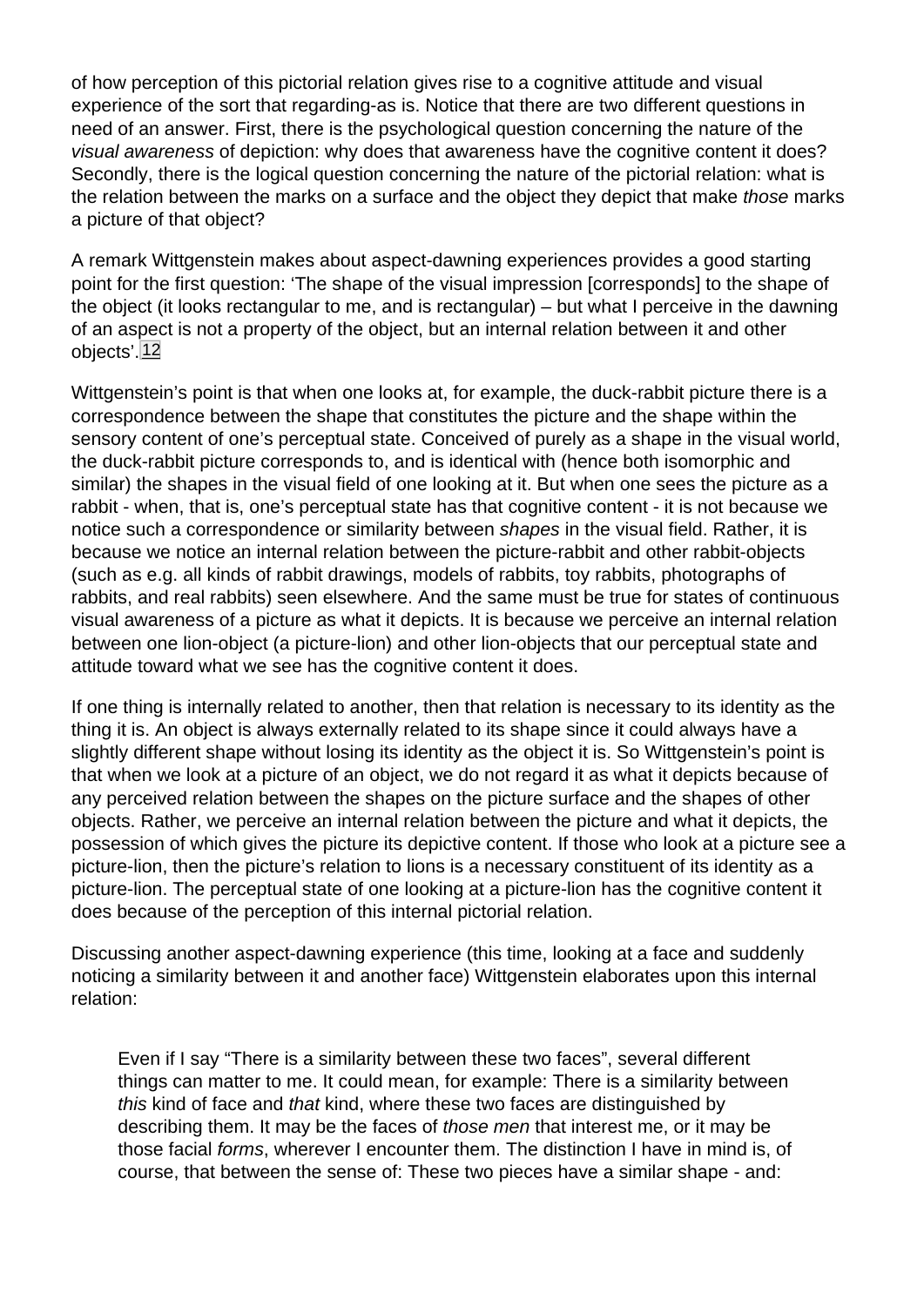of how perception of this pictorial relation gives rise to a cognitive attitude and visual experience of the sort that regarding-as is. Notice that there are two different questions in need of an answer. First, there is the psychological question concerning the nature of the *visual awareness* of depiction: why does that awareness have the cognitive content it does? Secondly, there is the logical question concerning the nature of the pictorial relation: what is the relation between the marks on a surface and the object they depict that make *those* marks a picture of that object?

A remark Wittgenstein makes about aspect-dawning experiences provides a good starting point for the first question: 'The shape of the visual impression [corresponds] to the shape of the object (it looks rectangular to me, and is rectangular) – but what I perceive in the dawning of an aspect is not a property of the object, but an internal relation between it and other objects'.[12]

Wittgenstein's point is that when one looks at, for example, the duck-rabbit picture there is a correspondence between the shape that constitutes the picture and the shape within the sensory content of one's perceptual state. Conceived of purely as a shape in the visual world, the duck-rabbit picture corresponds to, and is identical with (hence both isomorphic and similar) the shapes in the visual field of one looking at it. But when one sees the picture as a rabbit - when, that is, one's perceptual state has that cognitive content - it is not because we notice such a correspondence or similarity between *shapes* in the visual field. Rather, it is because we notice an internal relation between the picture-rabbit and other rabbit-objects (such as e.g. all kinds of rabbit drawings, models of rabbits, toy rabbits, photographs of rabbits, and real rabbits) seen elsewhere. And the same must be true for states of continuous visual awareness of a picture as what it depicts. It is because we perceive an internal relation between one lion-object (a picture-lion) and other lion-objects that our perceptual state and attitude toward what we see has the cognitive content it does.

If one thing is internally related to another, then that relation is necessary to its identity as the thing it is. An object is always externally related to its shape since it could always have a slightly different shape without losing its identity as the object it is. So Wittgenstein's point is that when we look at a picture of an object, we do not regard it as what it depicts because of any perceived relation between the shapes on the picture surface and the shapes of other objects. Rather, we perceive an internal relation between the picture and what it depicts, the possession of which gives the picture its depictive content. If those who look at a picture see a picture-lion, then the picture's relation to lions is a necessary constituent of its identity as a picture-lion. The perceptual state of one looking at a picture-lion has the cognitive content it does because of the perception of this internal pictorial relation.

Discussing another aspect-dawning experience (this time, looking at a face and suddenly noticing a similarity between it and another face) Wittgenstein elaborates upon this internal relation:

> Even if I say "There is a similarity between these two faces", several different things can matter to me. It could mean, for example: There is a similarity between *this* kind of face and *that* kind, where these two faces are distinguished by describing them. It may be the faces of *those men* that interest me, or it may be those facial *forms*, wherever I encounter them. The distinction I have in mind is, of course, that between the sense of: These two pieces have a similar shape - and: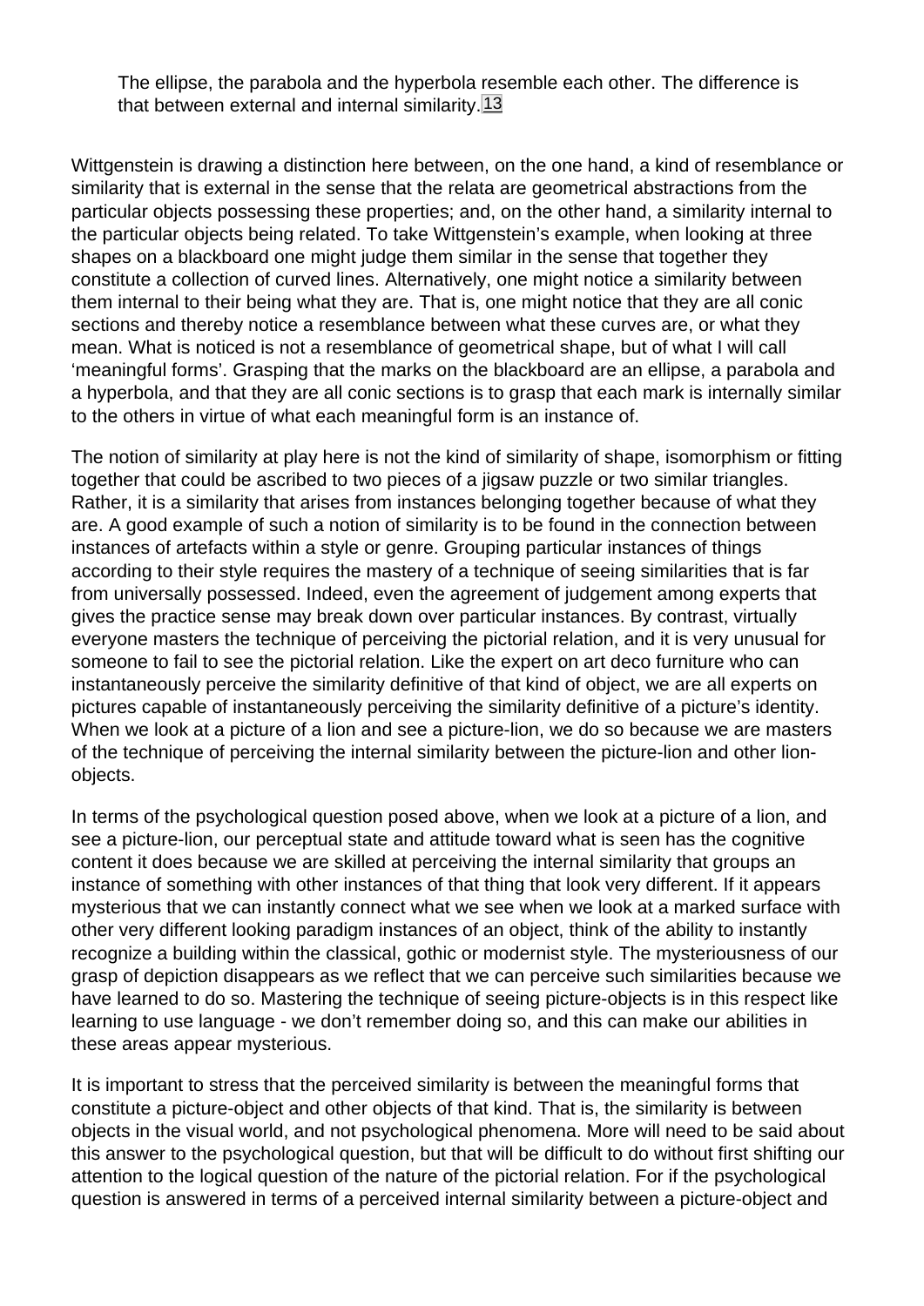> The ellipse, the parabola and the hyperbola resemble each other. The difference is that between external and internal similarity.[13]

Wittgenstein is drawing a distinction here between, on the one hand, a kind of resemblance or similarity that is external in the sense that the relata are geometrical abstractions from the particular objects possessing these properties; and, on the other hand, a similarity internal to the particular objects being related. To take Wittgenstein's example, when looking at three shapes on a blackboard one might judge them similar in the sense that together they constitute a collection of curved lines. Alternatively, one might notice a similarity between them internal to their being what they are. That is, one might notice that they are all conic sections and thereby notice a resemblance between what these curves are, or what they mean. What is noticed is not a resemblance of geometrical shape, but of what I will call 'meaningful forms'. Grasping that the marks on the blackboard are an ellipse, a parabola and a hyperbola, and that they are all conic sections is to grasp that each mark is internally similar to the others in virtue of what each meaningful form is an instance of.

The notion of similarity at play here is not the kind of similarity of shape, isomorphism or fitting together that could be ascribed to two pieces of a jigsaw puzzle or two similar triangles. Rather, it is a similarity that arises from instances belonging together because of what they are. A good example of such a notion of similarity is to be found in the connection between instances of artefacts within a style or genre. Grouping particular instances of things according to their style requires the mastery of a technique of seeing similarities that is far from universally possessed. Indeed, even the agreement of judgement among experts that gives the practice sense may break down over particular instances. By contrast, virtually everyone masters the technique of perceiving the pictorial relation, and it is very unusual for someone to fail to see the pictorial relation. Like the expert on art deco furniture who can instantaneously perceive the similarity definitive of that kind of object, we are all experts on pictures capable of instantaneously perceiving the similarity definitive of a picture's identity. When we look at a picture of a lion and see a picture-lion, we do so because we are masters of the technique of perceiving the internal similarity between the picture-lion and other lion-objects.

In terms of the psychological question posed above, when we look at a picture of a lion, and see a picture-lion, our perceptual state and attitude toward what is seen has the cognitive content it does because we are skilled at perceiving the internal similarity that groups an instance of something with other instances of that thing that look very different. If it appears mysterious that we can instantly connect what we see when we look at a marked surface with other very different looking paradigm instances of an object, think of the ability to instantly recognize a building within the classical, gothic or modernist style. The mysteriousness of our grasp of depiction disappears as we reflect that we can perceive such similarities because we have learned to do so. Mastering the technique of seeing picture-objects is in this respect like learning to use language - we don't remember doing so, and this can make our abilities in these areas appear mysterious.

It is important to stress that the perceived similarity is between the meaningful forms that constitute a picture-object and other objects of that kind. That is, the similarity is between objects in the visual world, and not psychological phenomena. More will need to be said about this answer to the psychological question, but that will be difficult to do without first shifting our attention to the logical question of the nature of the pictorial relation. For if the psychological question is answered in terms of a perceived internal similarity between a picture-object and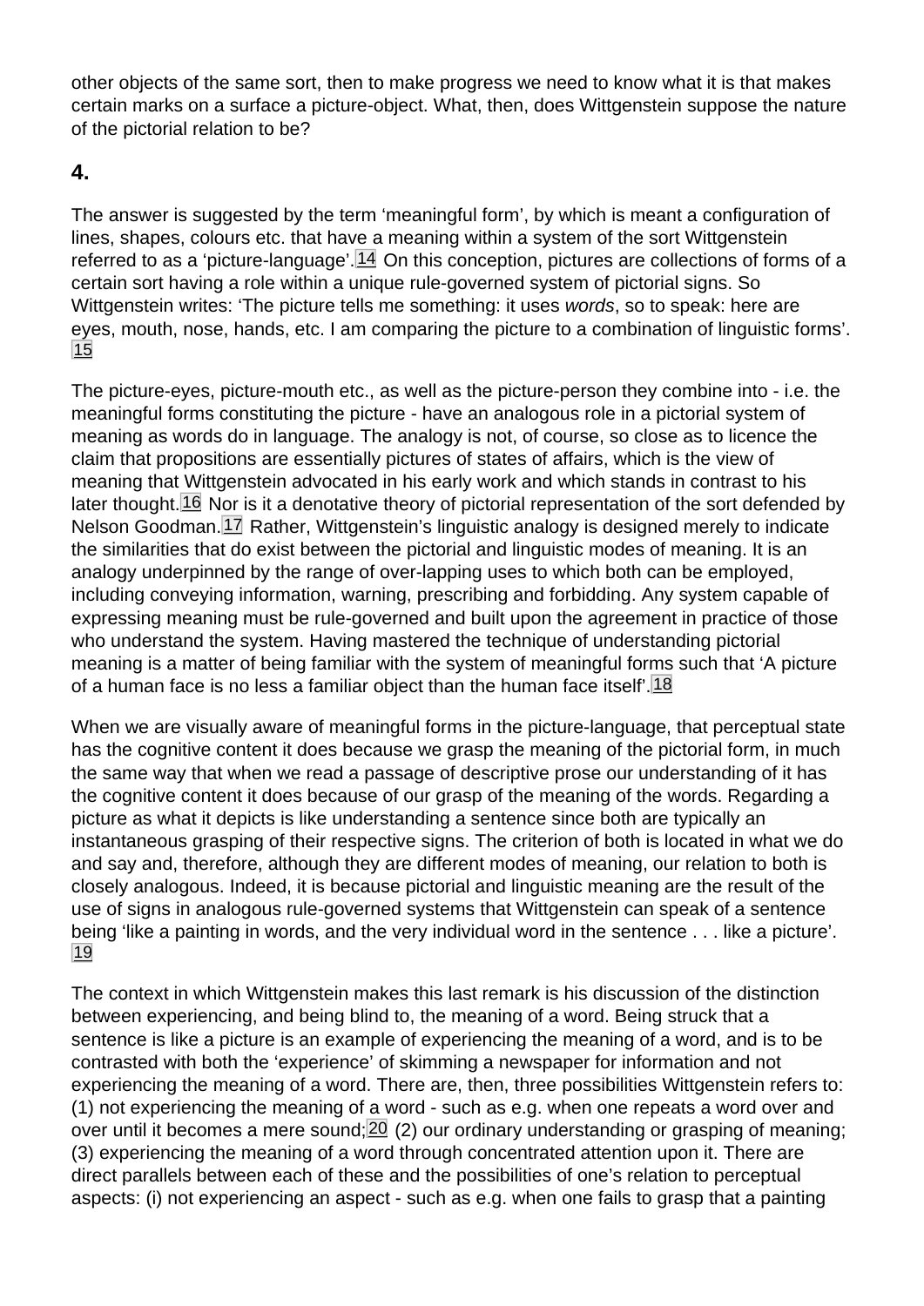other objects of the same sort, then to make progress we need to know what it is that makes certain marks on a surface a picture-object. What, then, does Wittgenstein suppose the nature of the pictorial relation to be?

## 4.

The answer is suggested by the term 'meaningful form', by which is meant a configuration of lines, shapes, colours etc. that have a meaning within a system of the sort Wittgenstein referred to as a 'picture-language'.[14] On this conception, pictures are collections of forms of a certain sort having a role within a unique rule-governed system of pictorial signs. So Wittgenstein writes: 'The picture tells me something: it uses *words*, so to speak: here are eyes, mouth, nose, hands, etc. I am comparing the picture to a combination of linguistic forms'.[15]

The picture-eyes, picture-mouth etc., as well as the picture-person they combine into - i.e. the meaningful forms constituting the picture - have an analogous role in a pictorial system of meaning as words do in language. The analogy is not, of course, so close as to licence the claim that propositions are essentially pictures of states of affairs, which is the view of meaning that Wittgenstein advocated in his early work and which stands in contrast to his later thought.[16] Nor is it a denotative theory of pictorial representation of the sort defended by Nelson Goodman.[17] Rather, Wittgenstein's linguistic analogy is designed merely to indicate the similarities that do exist between the pictorial and linguistic modes of meaning. It is an analogy underpinned by the range of over-lapping uses to which both can be employed, including conveying information, warning, prescribing and forbidding. Any system capable of expressing meaning must be rule-governed and built upon the agreement in practice of those who understand the system. Having mastered the technique of understanding pictorial meaning is a matter of being familiar with the system of meaningful forms such that 'A picture of a human face is no less a familiar object than the human face itself'.[18]

When we are visually aware of meaningful forms in the picture-language, that perceptual state has the cognitive content it does because we grasp the meaning of the pictorial form, in much the same way that when we read a passage of descriptive prose our understanding of it has the cognitive content it does because of our grasp of the meaning of the words. Regarding a picture as what it depicts is like understanding a sentence since both are typically an instantaneous grasping of their respective signs. The criterion of both is located in what we do and say and, therefore, although they are different modes of meaning, our relation to both is closely analogous. Indeed, it is because pictorial and linguistic meaning are the result of the use of signs in analogous rule-governed systems that Wittgenstein can speak of a sentence being 'like a painting in words, and the very individual word in the sentence . . . like a picture'.[19]

The context in which Wittgenstein makes this last remark is his discussion of the distinction between experiencing, and being blind to, the meaning of a word. Being struck that a sentence is like a picture is an example of experiencing the meaning of a word, and is to be contrasted with both the 'experience' of skimming a newspaper for information and not experiencing the meaning of a word. There are, then, three possibilities Wittgenstein refers to: (1) not experiencing the meaning of a word - such as e.g. when one repeats a word over and over until it becomes a mere sound;[20] (2) our ordinary understanding or grasping of meaning; (3) experiencing the meaning of a word through concentrated attention upon it. There are direct parallels between each of these and the possibilities of one's relation to perceptual aspects: (i) not experiencing an aspect - such as e.g. when one fails to grasp that a painting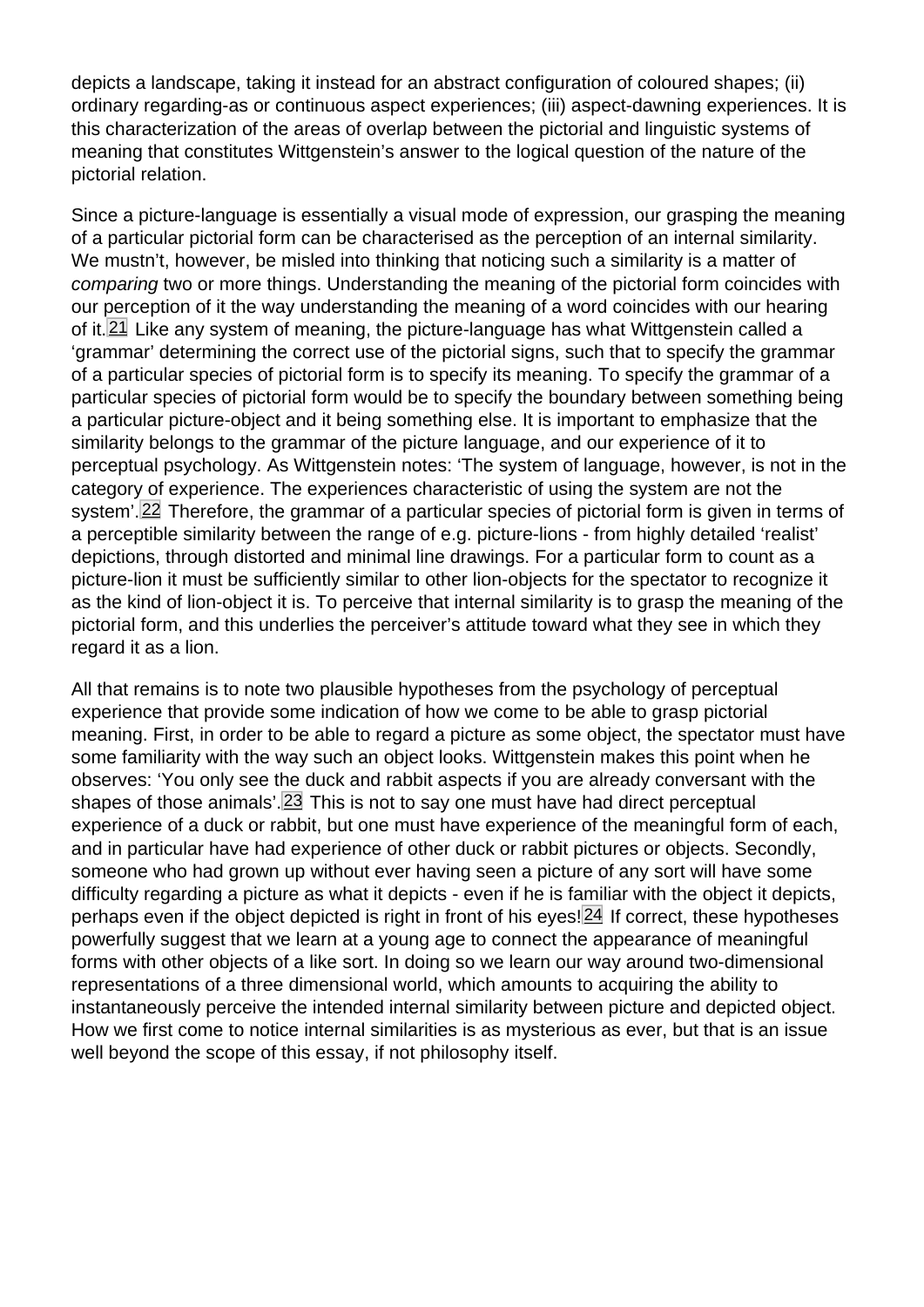depicts a landscape, taking it instead for an abstract configuration of coloured shapes; (ii) ordinary regarding-as or continuous aspect experiences; (iii) aspect-dawning experiences. It is this characterization of the areas of overlap between the pictorial and linguistic systems of meaning that constitutes Wittgenstein's answer to the logical question of the nature of the pictorial relation.

Since a picture-language is essentially a visual mode of expression, our grasping the meaning of a particular pictorial form can be characterised as the perception of an internal similarity. We mustn't, however, be misled into thinking that noticing such a similarity is a matter of *comparing* two or more things. Understanding the meaning of the pictorial form coincides with our perception of it the way understanding the meaning of a word coincides with our hearing of it.[21] Like any system of meaning, the picture-language has what Wittgenstein called a 'grammar' determining the correct use of the pictorial signs, such that to specify the grammar of a particular species of pictorial form is to specify its meaning. To specify the grammar of a particular species of pictorial form would be to specify the boundary between something being a particular picture-object and it being something else. It is important to emphasize that the similarity belongs to the grammar of the picture language, and our experience of it to perceptual psychology. As Wittgenstein notes: 'The system of language, however, is not in the category of experience. The experiences characteristic of using the system are not the system'.[22] Therefore, the grammar of a particular species of pictorial form is given in terms of a perceptible similarity between the range of e.g. picture-lions - from highly detailed 'realist' depictions, through distorted and minimal line drawings. For a particular form to count as a picture-lion it must be sufficiently similar to other lion-objects for the spectator to recognize it as the kind of lion-object it is. To perceive that internal similarity is to grasp the meaning of the pictorial form, and this underlies the perceiver's attitude toward what they see in which they regard it as a lion.

All that remains is to note two plausible hypotheses from the psychology of perceptual experience that provide some indication of how we come to be able to grasp pictorial meaning. First, in order to be able to regard a picture as some object, the spectator must have some familiarity with the way such an object looks. Wittgenstein makes this point when he observes: 'You only see the duck and rabbit aspects if you are already conversant with the shapes of those animals'.[23] This is not to say one must have had direct perceptual experience of a duck or rabbit, but one must have experience of the meaningful form of each, and in particular have had experience of other duck or rabbit pictures or objects. Secondly, someone who had grown up without ever having seen a picture of any sort will have some difficulty regarding a picture as what it depicts - even if he is familiar with the object it depicts, perhaps even if the object depicted is right in front of his eyes![24] If correct, these hypotheses powerfully suggest that we learn at a young age to connect the appearance of meaningful forms with other objects of a like sort. In doing so we learn our way around two-dimensional representations of a three dimensional world, which amounts to acquiring the ability to instantaneously perceive the intended internal similarity between picture and depicted object. How we first come to notice internal similarities is as mysterious as ever, but that is an issue well beyond the scope of this essay, if not philosophy itself.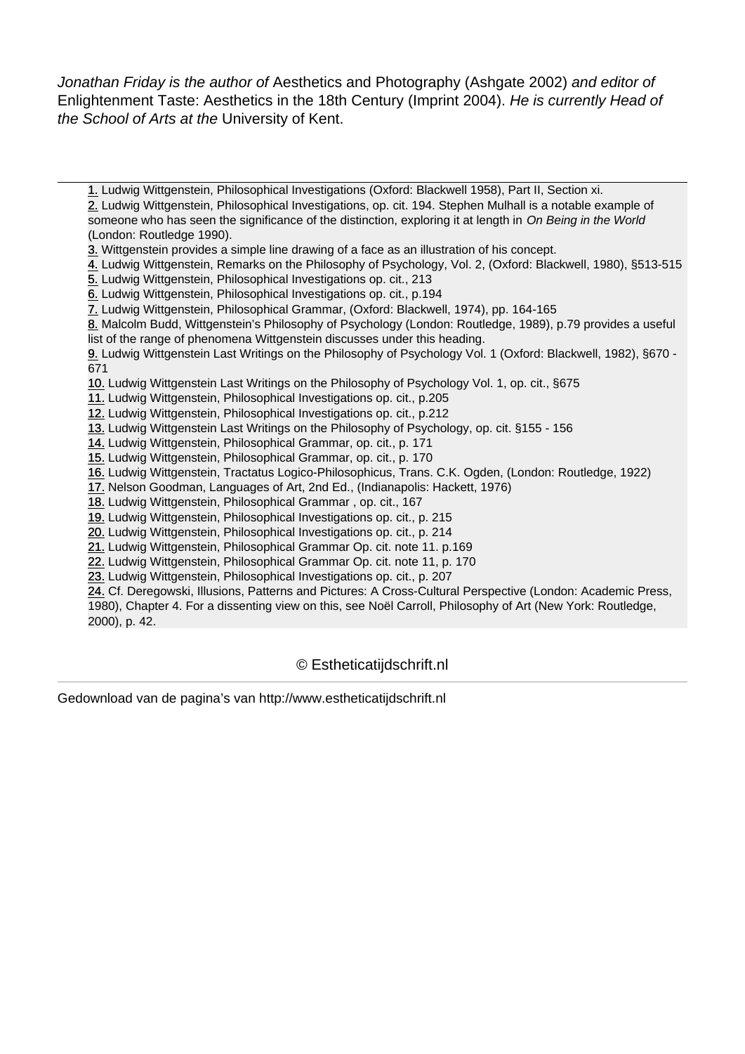*Jonathan Friday is the author of* Aesthetics and Photography (Ashgate 2002) *and editor of* Enlightenment Taste: Aesthetics in the 18th Century (Imprint 2004). *He is currently Head of the School of Arts at the* University of Kent.

---

1. Ludwig Wittgenstein, Philosophical Investigations (Oxford: Blackwell 1958), Part II, Section xi.
2. Ludwig Wittgenstein, Philosophical Investigations, op. cit. 194. Stephen Mulhall is a notable example of someone who has seen the significance of the distinction, exploring it at length in *On Being in the World* (London: Routledge 1990).
3. Wittgenstein provides a simple line drawing of a face as an illustration of his concept.
4. Ludwig Wittgenstein, Remarks on the Philosophy of Psychology, Vol. 2, (Oxford: Blackwell, 1980), §513-515
5. Ludwig Wittgenstein, Philosophical Investigations op. cit., 213
6. Ludwig Wittgenstein, Philosophical Investigations op. cit., p.194
7. Ludwig Wittgenstein, Philosophical Grammar, (Oxford: Blackwell, 1974), pp. 164-165
8. Malcolm Budd, Wittgenstein's Philosophy of Psychology (London: Routledge, 1989), p.79 provides a useful list of the range of phenomena Wittgenstein discusses under this heading.
9. Ludwig Wittgenstein Last Writings on the Philosophy of Psychology Vol. 1 (Oxford: Blackwell, 1982), §670 - 671
10. Ludwig Wittgenstein Last Writings on the Philosophy of Psychology Vol. 1, op. cit., §675
11. Ludwig Wittgenstein, Philosophical Investigations op. cit., p.205
12. Ludwig Wittgenstein, Philosophical Investigations op. cit., p.212
13. Ludwig Wittgenstein Last Writings on the Philosophy of Psychology, op. cit. §155 - 156
14. Ludwig Wittgenstein, Philosophical Grammar, op. cit., p. 171
15. Ludwig Wittgenstein, Philosophical Grammar, op. cit., p. 170
16. Ludwig Wittgenstein, Tractatus Logico-Philosophicus, Trans. C.K. Ogden, (London: Routledge, 1922)
17. Nelson Goodman, Languages of Art, 2nd Ed., (Indianapolis: Hackett, 1976)
18. Ludwig Wittgenstein, Philosophical Grammar , op. cit., 167
19. Ludwig Wittgenstein, Philosophical Investigations op. cit., p. 215
20. Ludwig Wittgenstein, Philosophical Investigations op. cit., p. 214
21. Ludwig Wittgenstein, Philosophical Grammar Op. cit. note 11. p.169
22. Ludwig Wittgenstein, Philosophical Grammar Op. cit. note 11, p. 170
23. Ludwig Wittgenstein, Philosophical Investigations op. cit., p. 207
24. Cf. Deregowski, Illusions, Patterns and Pictures: A Cross-Cultural Perspective (London: Academic Press, 1980), Chapter 4. For a dissenting view on this, see Noël Carroll, Philosophy of Art (New York: Routledge, 2000), p. 42.

© Estheticatijdschrift.nl

Gedownload van de pagina's van http://www.estheticatijdschrift.nl